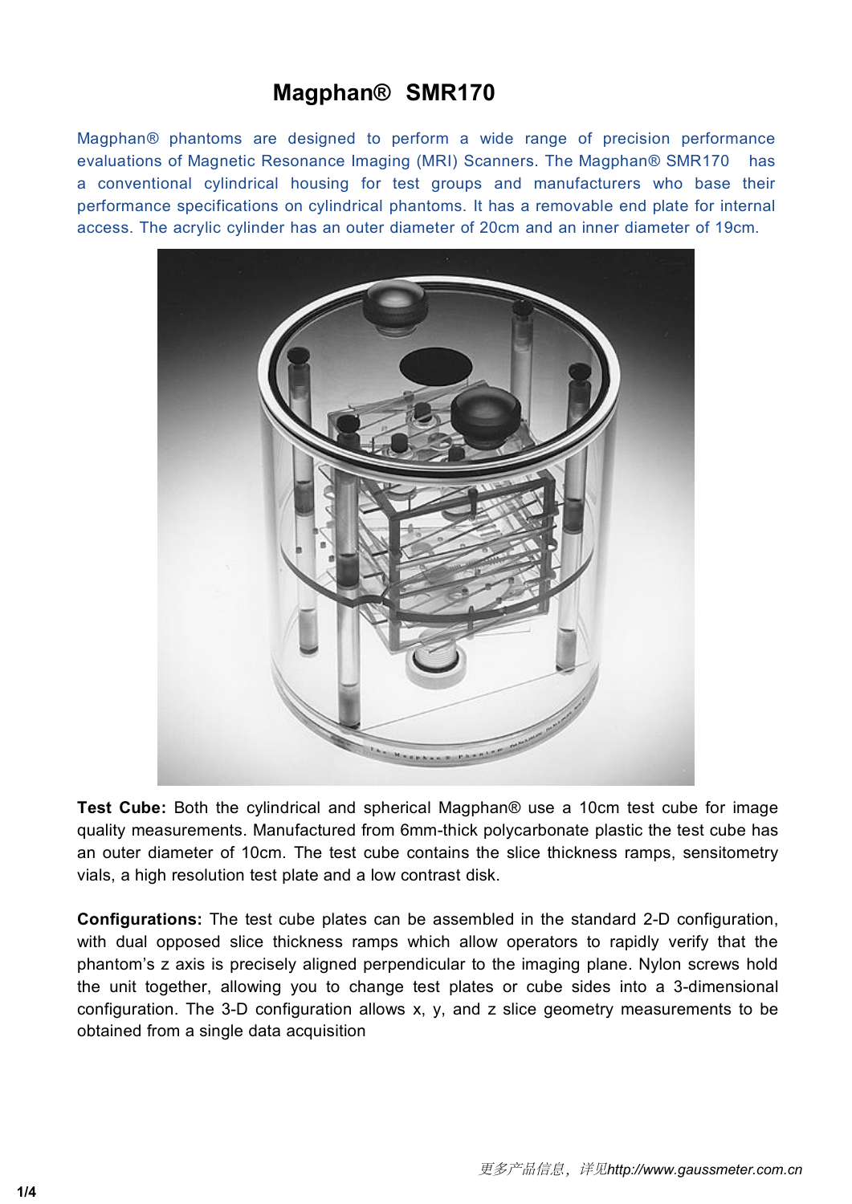# Magphan® SMR170

Magphan® phantoms are designed to perform a wide range of precision performance evaluations of Magnetic Resonance Imaging (MRI) Scanners. The Magphan® SMR170 has a conventional cylindrical housing for test groups and manufacturers who base their performance specifications on cylindrical phantoms. It has a removable end plate for internal access. The acrylic cylinder has an outer diameter of 20cm and an inner diameter of 19cm.

**Test Cube:** Both the cylindrical and spherical Magphan® use a 10cm test cube for image quality measurements. Manufactured from 6mm-thick polycarbonate plastic the test cube has an outer diameter of 10cm. The test cube contains the slice thickness ramps, sensitometry vials, a high resolution test plate and a low contrast disk.

**Configurations:** The test cube plates can be assembled in the standard 2-D configuration, with dual opposed slice thickness ramps which allow operators to rapidly verify that the phantom's z axis is precisely aligned perpendicular to the imaging plane. Nylon screws hold the unit together, allowing you to change test plates or cube sides into a 3-dimensional configuration. The 3-D configuration allows x, y, and z slice geometry measurements to be obtained from a single data acquisition

更多产品信息，详见http://www.gaussmeter.com.cn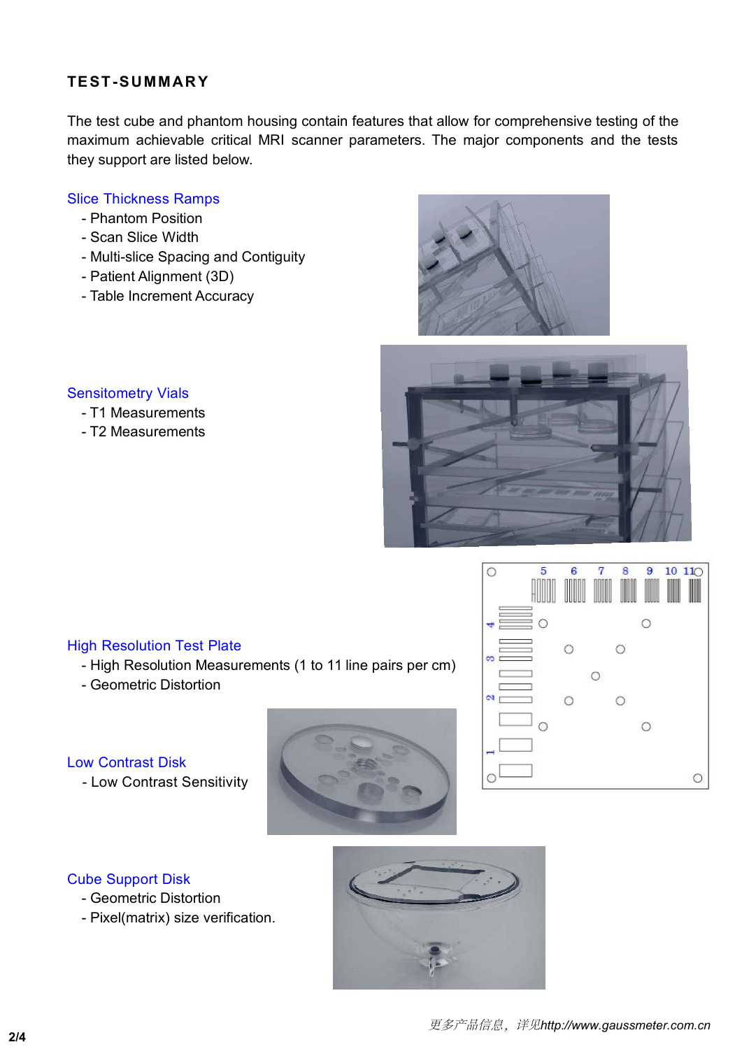## TEST-SUMMARY

The test cube and phantom housing contain features that allow for comprehensive testing of the maximum achievable critical MRI scanner parameters. The major components and the tests they support are listed below.

### Slice Thickness Ramps

- Phantom Position
- Scan Slice Width
- Multi-slice Spacing and Contiguity
- Patient Alignment (3D)
- Table Increment Accuracy

### Sensitometry Vials

- T1 Measurements
- T2 Measurements

### High Resolution Test Plate

- High Resolution Measurements (1 to 11 line pairs per cm)
- Geometric Distortion

### Low Contrast Disk

- Low Contrast Sensitivity

### Cube Support Disk

- Geometric Distortion
- Pixel(matrix) size verification.

更多产品信息，详见http://www.gaussmeter.com.cn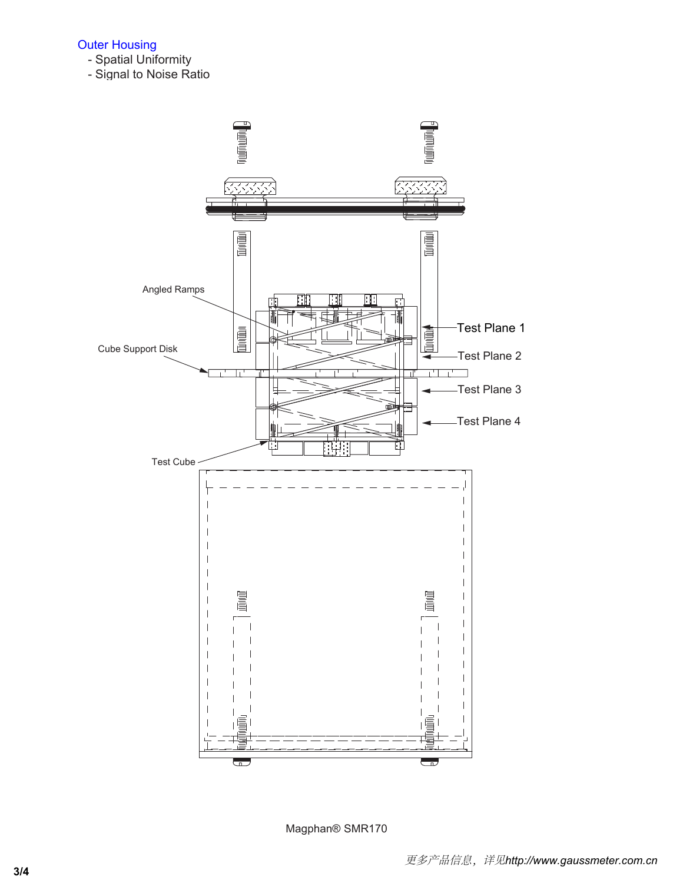## Outer Housing

- Spatial Uniformity
- Signal to Noise Ratio

Angled Ramps

Cube Support Disk

Test Cube

Test Plane 1

Test Plane 2

Test Plane 3

Test Plane 4

Magphan® SMR170

更多产品信息，详见http://www.gaussmeter.com.cn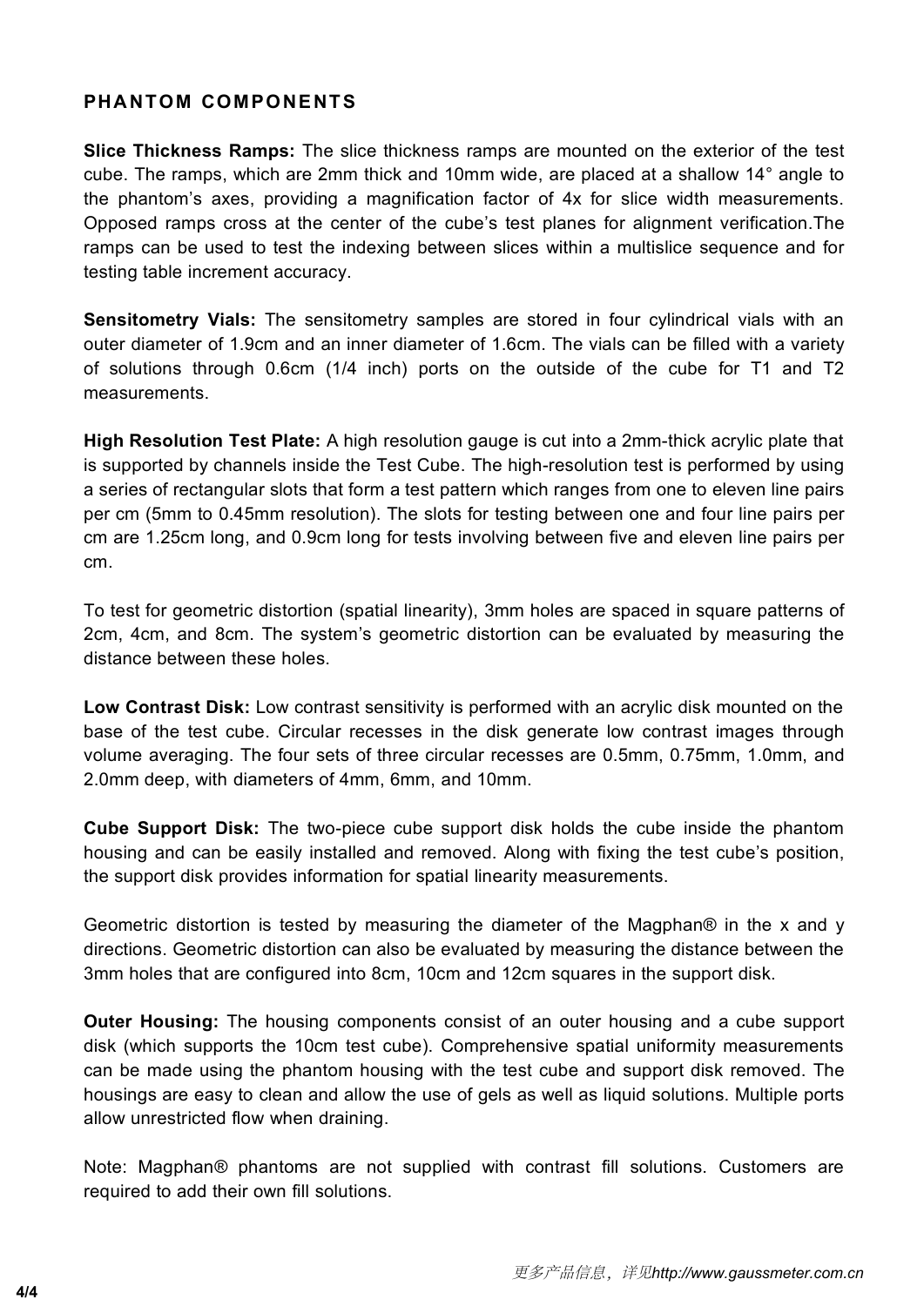## PHANTOM COMPONENTS

**Slice Thickness Ramps:** The slice thickness ramps are mounted on the exterior of the test cube. The ramps, which are 2mm thick and 10mm wide, are placed at a shallow 14° angle to the phantom's axes, providing a magnification factor of 4x for slice width measurements. Opposed ramps cross at the center of the cube's test planes for alignment verification.The ramps can be used to test the indexing between slices within a multislice sequence and for testing table increment accuracy.

**Sensitometry Vials:** The sensitometry samples are stored in four cylindrical vials with an outer diameter of 1.9cm and an inner diameter of 1.6cm. The vials can be filled with a variety of solutions through 0.6cm (1/4 inch) ports on the outside of the cube for T1 and T2 measurements.

**High Resolution Test Plate:** A high resolution gauge is cut into a 2mm-thick acrylic plate that is supported by channels inside the Test Cube. The high-resolution test is performed by using a series of rectangular slots that form a test pattern which ranges from one to eleven line pairs per cm (5mm to 0.45mm resolution). The slots for testing between one and four line pairs per cm are 1.25cm long, and 0.9cm long for tests involving between five and eleven line pairs per cm.

To test for geometric distortion (spatial linearity), 3mm holes are spaced in square patterns of 2cm, 4cm, and 8cm. The system's geometric distortion can be evaluated by measuring the distance between these holes.

**Low Contrast Disk:** Low contrast sensitivity is performed with an acrylic disk mounted on the base of the test cube. Circular recesses in the disk generate low contrast images through volume averaging. The four sets of three circular recesses are 0.5mm, 0.75mm, 1.0mm, and 2.0mm deep, with diameters of 4mm, 6mm, and 10mm.

**Cube Support Disk:** The two-piece cube support disk holds the cube inside the phantom housing and can be easily installed and removed. Along with fixing the test cube's position, the support disk provides information for spatial linearity measurements.

Geometric distortion is tested by measuring the diameter of the Magphan® in the x and y directions. Geometric distortion can also be evaluated by measuring the distance between the 3mm holes that are configured into 8cm, 10cm and 12cm squares in the support disk.

**Outer Housing:** The housing components consist of an outer housing and a cube support disk (which supports the 10cm test cube). Comprehensive spatial uniformity measurements can be made using the phantom housing with the test cube and support disk removed. The housings are easy to clean and allow the use of gels as well as liquid solutions. Multiple ports allow unrestricted flow when draining.

Note: Magphan® phantoms are not supplied with contrast fill solutions. Customers are required to add their own fill solutions.